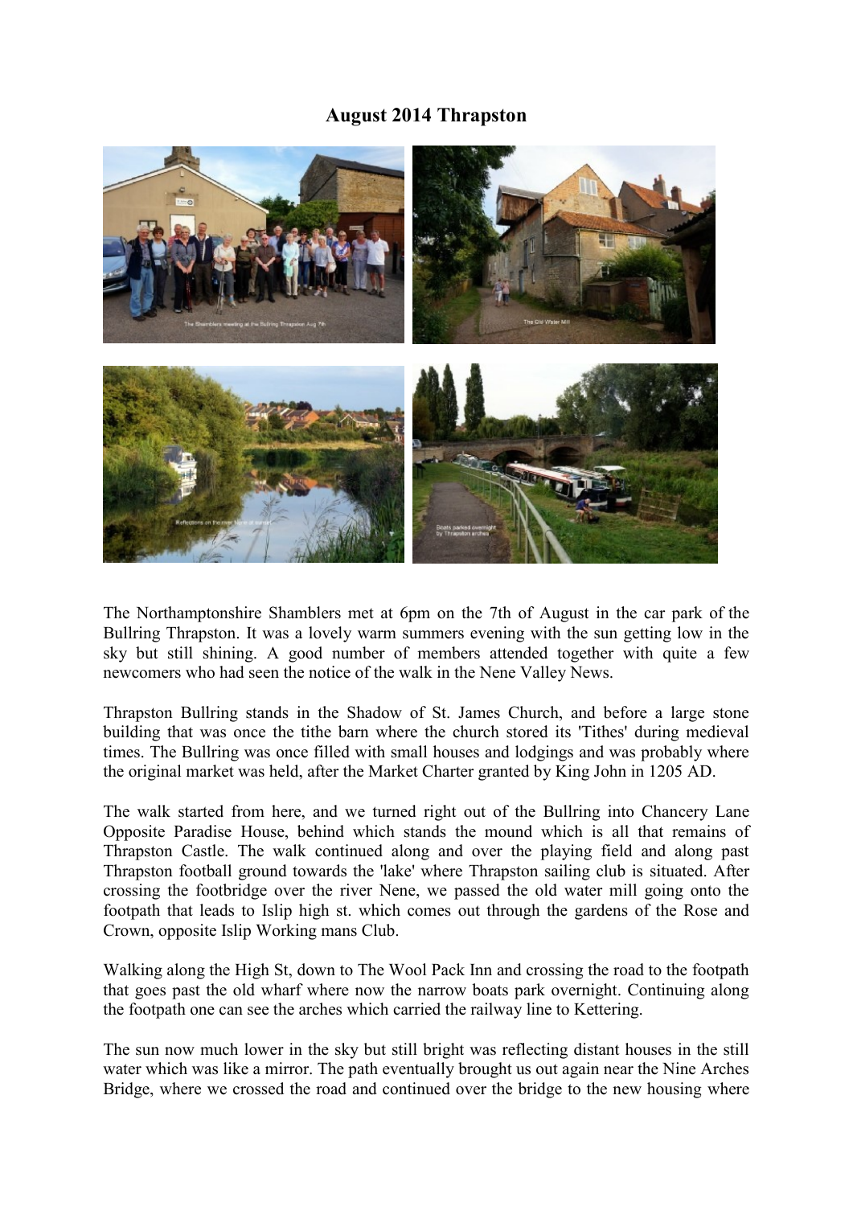# August 2014 Thrapston

The Northamptonshire Shamblers met at 6pm on the 7th of August in the car park of the Bullring Thrapston. It was a lovely warm summers evening with the sun getting low in the sky but still shining. A good number of members attended together with quite a few newcomers who had seen the notice of the walk in the Nene Valley News.

Thrapston Bullring stands in the Shadow of St. James Church, and before a large stone building that was once the tithe barn where the church stored its 'Tithes' during medieval times. The Bullring was once filled with small houses and lodgings and was probably where the original market was held, after the Market Charter granted by King John in 1205 AD.

The walk started from here, and we turned right out of the Bullring into Chancery Lane Opposite Paradise House, behind which stands the mound which is all that remains of Thrapston Castle. The walk continued along and over the playing field and along past Thrapston football ground towards the 'lake' where Thrapston sailing club is situated. After crossing the footbridge over the river Nene, we passed the old water mill going onto the footpath that leads to Islip high st. which comes out through the gardens of the Rose and Crown, opposite Islip Working mans Club.

Walking along the High St, down to The Wool Pack Inn and crossing the road to the footpath that goes past the old wharf where now the narrow boats park overnight. Continuing along the footpath one can see the arches which carried the railway line to Kettering.

The sun now much lower in the sky but still bright was reflecting distant houses in the still water which was like a mirror. The path eventually brought us out again near the Nine Arches Bridge, where we crossed the road and continued over the bridge to the new housing where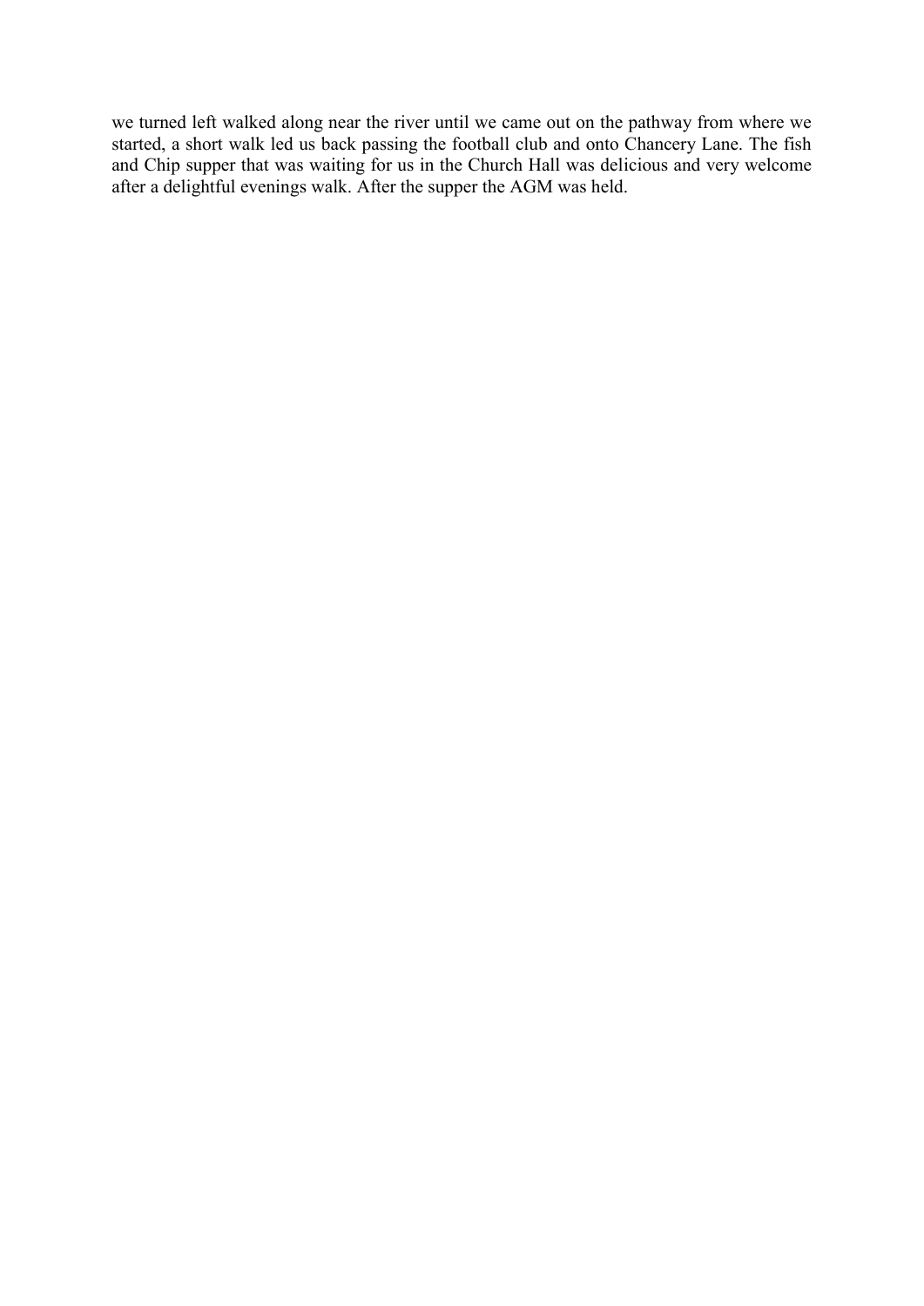we turned left walked along near the river until we came out on the pathway from where we started, a short walk led us back passing the football club and onto Chancery Lane. The fish and Chip supper that was waiting for us in the Church Hall was delicious and very welcome after a delightful evenings walk. After the supper the AGM was held.